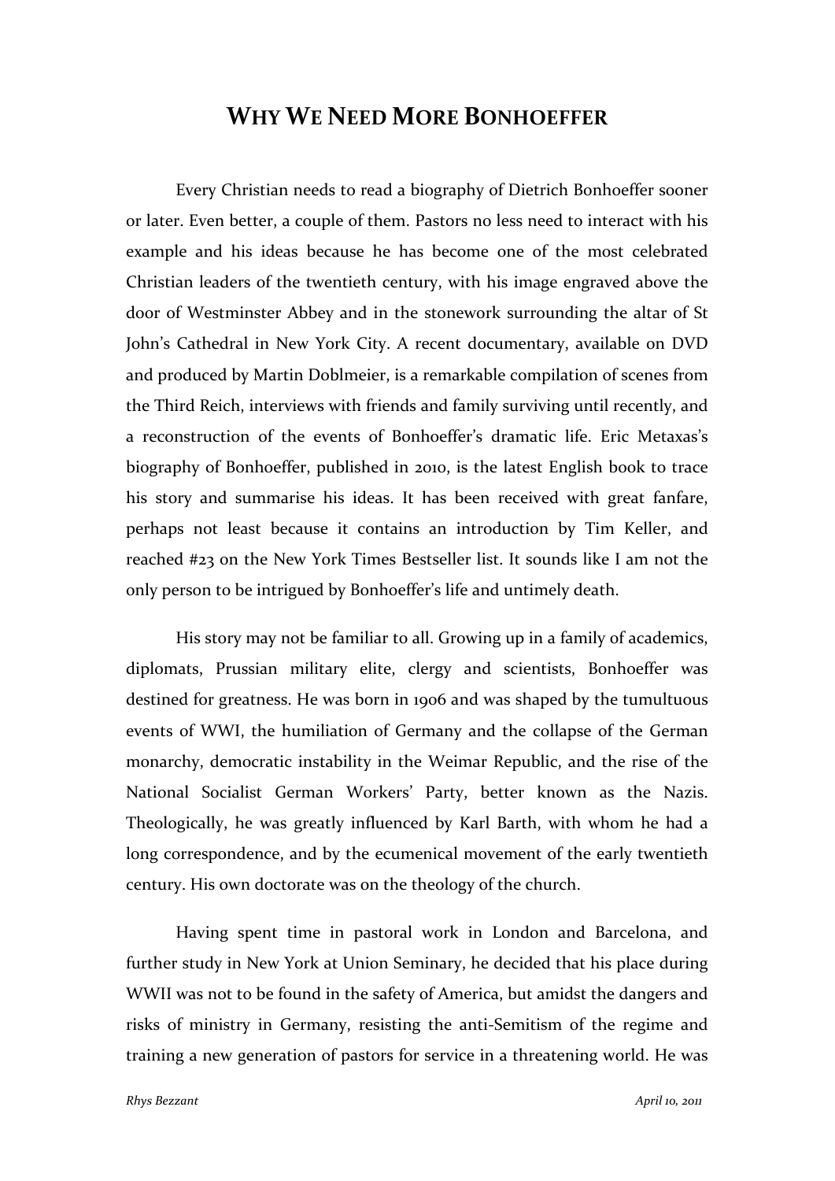# Why We Need More Bonhoeffer

Every Christian needs to read a biography of Dietrich Bonhoeffer sooner or later. Even better, a couple of them. Pastors no less need to interact with his example and his ideas because he has become one of the most celebrated Christian leaders of the twentieth century, with his image engraved above the door of Westminster Abbey and in the stonework surrounding the altar of St John's Cathedral in New York City. A recent documentary, available on DVD and produced by Martin Doblmeier, is a remarkable compilation of scenes from the Third Reich, interviews with friends and family surviving until recently, and a reconstruction of the events of Bonhoeffer's dramatic life. Eric Metaxas's biography of Bonhoeffer, published in 2010, is the latest English book to trace his story and summarise his ideas. It has been received with great fanfare, perhaps not least because it contains an introduction by Tim Keller, and reached #23 on the New York Times Bestseller list. It sounds like I am not the only person to be intrigued by Bonhoeffer's life and untimely death.

His story may not be familiar to all. Growing up in a family of academics, diplomats, Prussian military elite, clergy and scientists, Bonhoeffer was destined for greatness. He was born in 1906 and was shaped by the tumultuous events of WWI, the humiliation of Germany and the collapse of the German monarchy, democratic instability in the Weimar Republic, and the rise of the National Socialist German Workers' Party, better known as the Nazis. Theologically, he was greatly influenced by Karl Barth, with whom he had a long correspondence, and by the ecumenical movement of the early twentieth century. His own doctorate was on the theology of the church.

Having spent time in pastoral work in London and Barcelona, and further study in New York at Union Seminary, he decided that his place during WWII was not to be found in the safety of America, but amidst the dangers and risks of ministry in Germany, resisting the anti-Semitism of the regime and training a new generation of pastors for service in a threatening world. He was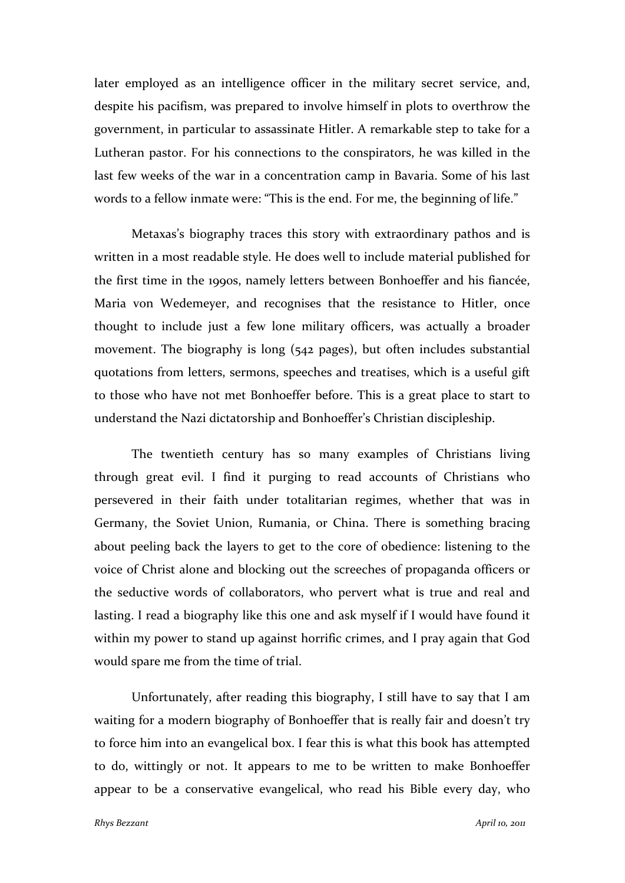later employed as an intelligence officer in the military secret service, and, despite his pacifism, was prepared to involve himself in plots to overthrow the government, in particular to assassinate Hitler. A remarkable step to take for a Lutheran pastor. For his connections to the conspirators, he was killed in the last few weeks of the war in a concentration camp in Bavaria. Some of his last words to a fellow inmate were: "This is the end. For me, the beginning of life."

Metaxas's biography traces this story with extraordinary pathos and is written in a most readable style. He does well to include material published for the first time in the 1990s, namely letters between Bonhoeffer and his fiancée, Maria von Wedemeyer, and recognises that the resistance to Hitler, once thought to include just a few lone military officers, was actually a broader movement. The biography is long (542 pages), but often includes substantial quotations from letters, sermons, speeches and treatises, which is a useful gift to those who have not met Bonhoeffer before. This is a great place to start to understand the Nazi dictatorship and Bonhoeffer's Christian discipleship.

The twentieth century has so many examples of Christians living through great evil. I find it purging to read accounts of Christians who persevered in their faith under totalitarian regimes, whether that was in Germany, the Soviet Union, Rumania, or China. There is something bracing about peeling back the layers to get to the core of obedience: listening to the voice of Christ alone and blocking out the screeches of propaganda officers or the seductive words of collaborators, who pervert what is true and real and lasting. I read a biography like this one and ask myself if I would have found it within my power to stand up against horrific crimes, and I pray again that God would spare me from the time of trial.

Unfortunately, after reading this biography, I still have to say that I am waiting for a modern biography of Bonhoeffer that is really fair and doesn't try to force him into an evangelical box. I fear this is what this book has attempted to do, wittingly or not. It appears to me to be written to make Bonhoeffer appear to be a conservative evangelical, who read his Bible every day, who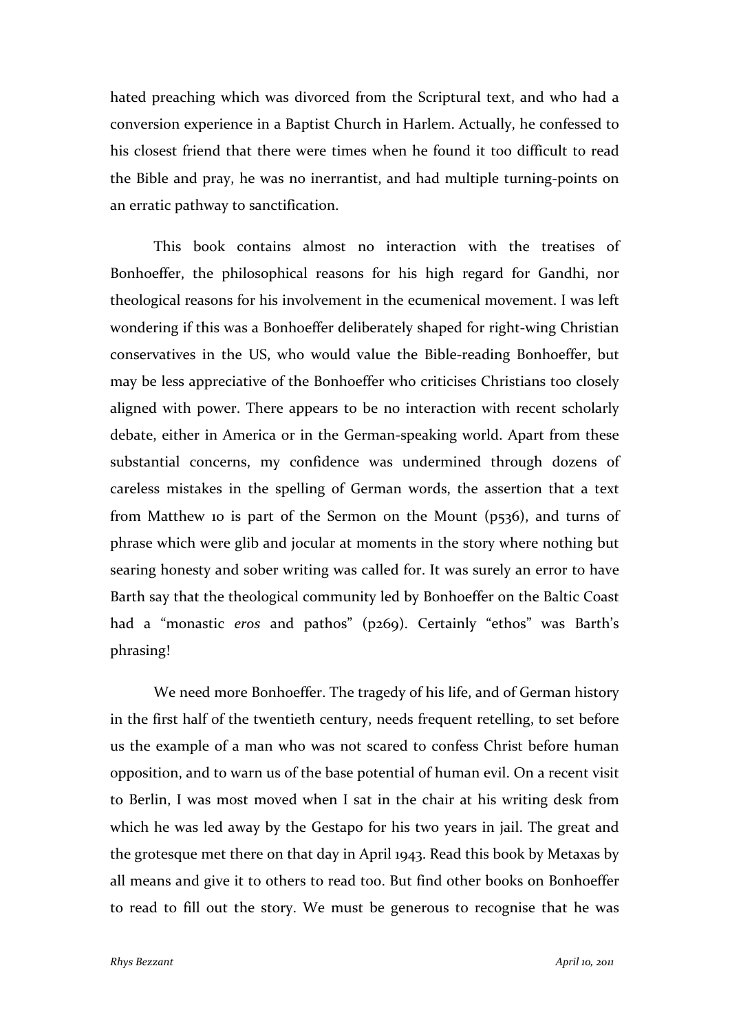hated preaching which was divorced from the Scriptural text, and who had a conversion experience in a Baptist Church in Harlem. Actually, he confessed to his closest friend that there were times when he found it too difficult to read the Bible and pray, he was no inerrantist, and had multiple turning-points on an erratic pathway to sanctification.

This book contains almost no interaction with the treatises of Bonhoeffer, the philosophical reasons for his high regard for Gandhi, nor theological reasons for his involvement in the ecumenical movement. I was left wondering if this was a Bonhoeffer deliberately shaped for right-wing Christian conservatives in the US, who would value the Bible-reading Bonhoeffer, but may be less appreciative of the Bonhoeffer who criticises Christians too closely aligned with power. There appears to be no interaction with recent scholarly debate, either in America or in the German-speaking world. Apart from these substantial concerns, my confidence was undermined through dozens of careless mistakes in the spelling of German words, the assertion that a text from Matthew 10 is part of the Sermon on the Mount (p536), and turns of phrase which were glib and jocular at moments in the story where nothing but searing honesty and sober writing was called for. It was surely an error to have Barth say that the theological community led by Bonhoeffer on the Baltic Coast had a "monastic *eros* and pathos" (p269). Certainly "ethos" was Barth's phrasing!

We need more Bonhoeffer. The tragedy of his life, and of German history in the first half of the twentieth century, needs frequent retelling, to set before us the example of a man who was not scared to confess Christ before human opposition, and to warn us of the base potential of human evil. On a recent visit to Berlin, I was most moved when I sat in the chair at his writing desk from which he was led away by the Gestapo for his two years in jail. The great and the grotesque met there on that day in April 1943. Read this book by Metaxas by all means and give it to others to read too. But find other books on Bonhoeffer to read to fill out the story. We must be generous to recognise that he was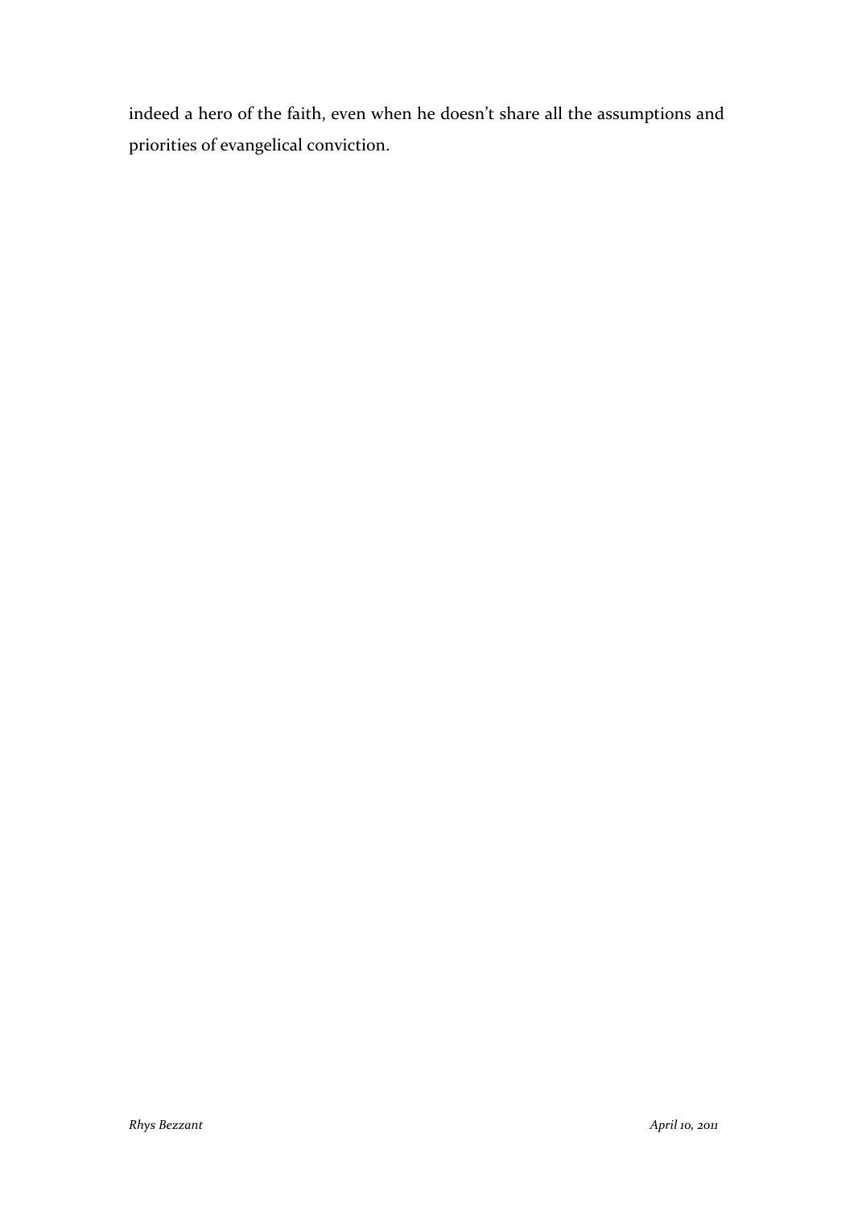indeed a hero of the faith, even when he doesn't share all the assumptions and priorities of evangelical conviction.